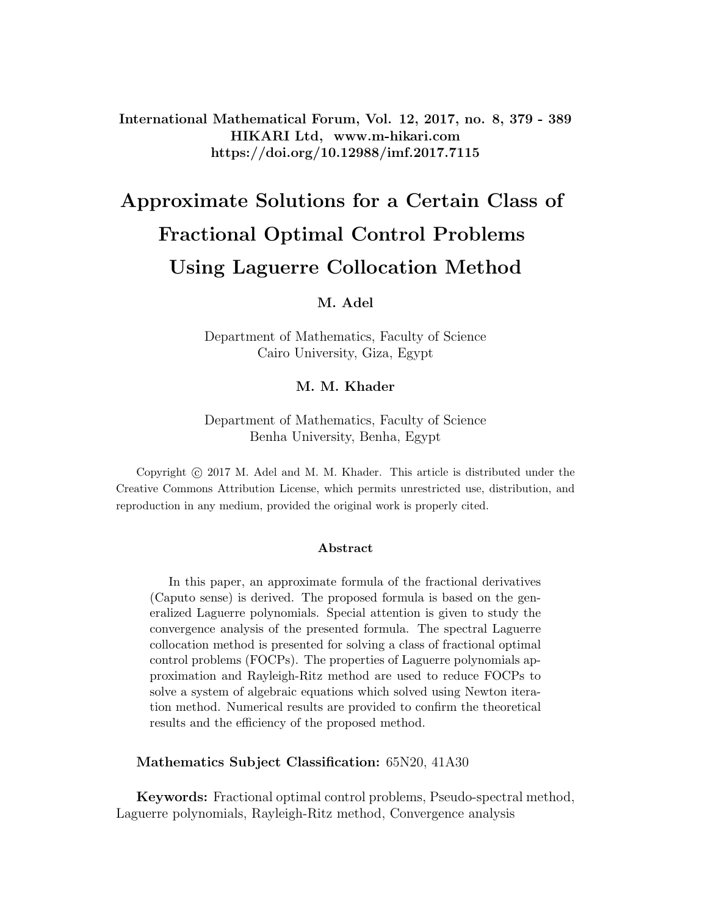# Approximate Solutions for a Certain Class of Fractional Optimal Control Problems Using Laguerre Collocation Method

**M. Adel**

Department of Mathematics, Faculty of Science
Cairo University, Giza, Egypt

**M. M. Khader**

Department of Mathematics, Faculty of Science
Benha University, Benha, Egypt

Copyright © 2017 M. Adel and M. M. Khader. This article is distributed under the Creative Commons Attribution License, which permits unrestricted use, distribution, and reproduction in any medium, provided the original work is properly cited.

### Abstract

In this paper, an approximate formula of the fractional derivatives (Caputo sense) is derived. The proposed formula is based on the generalized Laguerre polynomials. Special attention is given to study the convergence analysis of the presented formula. The spectral Laguerre collocation method is presented for solving a class of fractional optimal control problems (FOCPs). The properties of Laguerre polynomials approximation and Rayleigh-Ritz method are used to reduce FOCPs to solve a system of algebraic equations which solved using Newton iteration method. Numerical results are provided to confirm the theoretical results and the efficiency of the proposed method.

**Mathematics Subject Classification:** 65N20, 41A30

**Keywords:** Fractional optimal control problems, Pseudo-spectral method, Laguerre polynomials, Rayleigh-Ritz method, Convergence analysis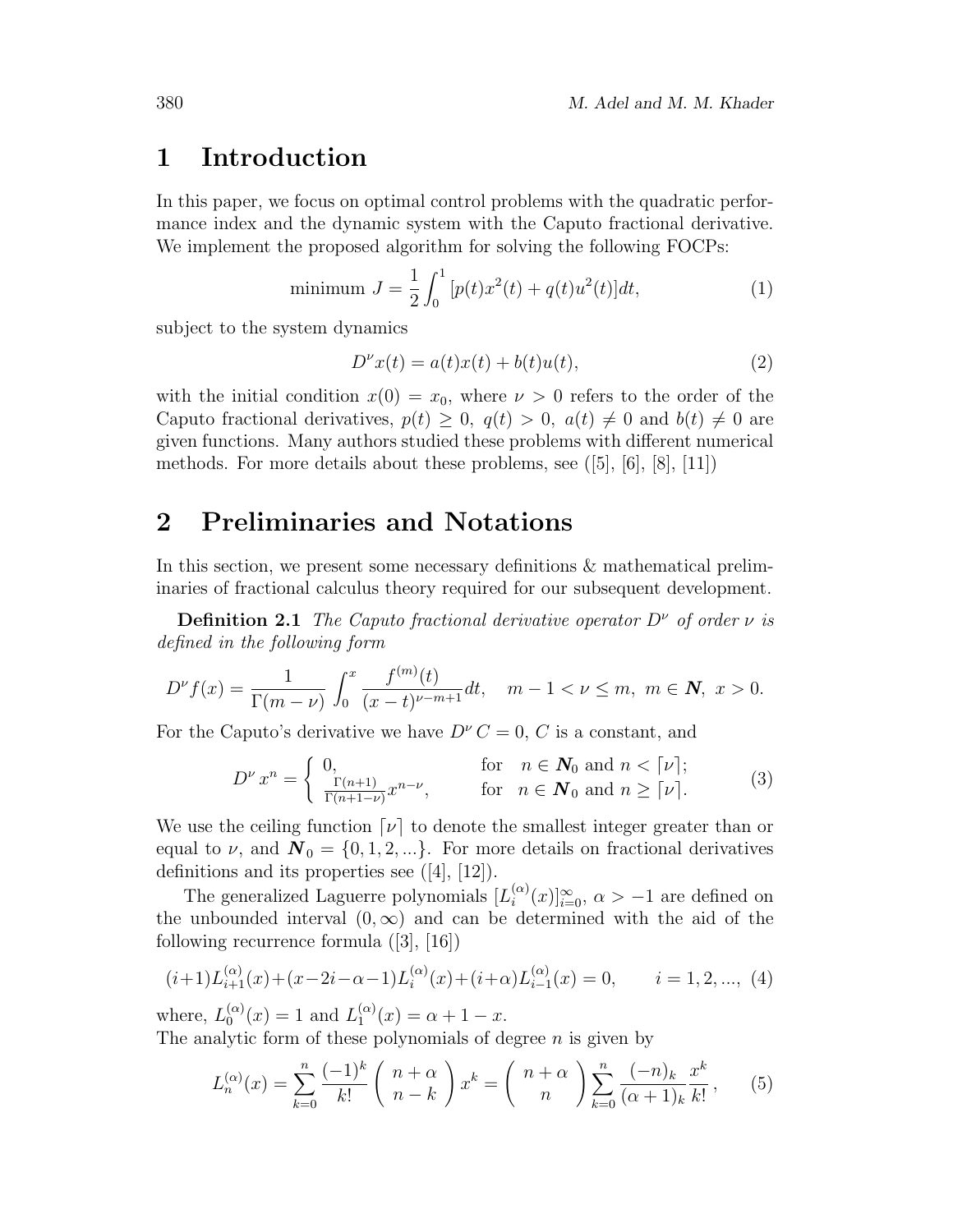# 1 Introduction

In this paper, we focus on optimal control problems with the quadratic performance index and the dynamic system with the Caputo fractional derivative. We implement the proposed algorithm for solving the following FOCPs:

$$\text{minimum } J = \frac{1}{2}\int_0^1 [p(t)x^2(t) + q(t)u^2(t)]dt, \tag{1}$$

subject to the system dynamics

$$D^\nu x(t) = a(t)x(t) + b(t)u(t), \tag{2}$$

with the initial condition $x(0) = x_0$, where $\nu > 0$ refers to the order of the Caputo fractional derivatives, $p(t) \geq 0$, $q(t) > 0$, $a(t) \neq 0$ and $b(t) \neq 0$ are given functions. Many authors studied these problems with different numerical methods. For more details about these problems, see ([5], [6], [8], [11])

# 2 Preliminaries and Notations

In this section, we present some necessary definitions & mathematical preliminaries of fractional calculus theory required for our subsequent development.

**Definition 2.1** *The Caputo fractional derivative operator $D^\nu$ of order $\nu$ is defined in the following form*

$$D^\nu f(x) = \frac{1}{\Gamma(m-\nu)}\int_0^x \frac{f^{(m)}(t)}{(x-t)^{\nu-m+1}}dt, \quad m-1 < \nu \leq m,\ m \in \boldsymbol{N},\ x > 0.$$

For the Caputo's derivative we have $D^\nu C = 0$, $C$ is a constant, and

$$D^\nu x^n = \begin{cases} 0, & \text{for} \quad n \in \boldsymbol{N}_0 \text{ and } n < \lceil \nu \rceil; \\ \frac{\Gamma(n+1)}{\Gamma(n+1-\nu)}x^{n-\nu}, & \text{for} \quad n \in \boldsymbol{N}_0 \text{ and } n \geq \lceil \nu \rceil. \end{cases} \tag{3}$$

We use the ceiling function $\lceil \nu \rceil$ to denote the smallest integer greater than or equal to $\nu$, and $\boldsymbol{N}_0 = \{0, 1, 2, ...\}$. For more details on fractional derivatives definitions and its properties see ([4], [12]).

The generalized Laguerre polynomials $[L_i^{(\alpha)}(x)]_{i=0}^{\infty}$, $\alpha > -1$ are defined on the unbounded interval $(0, \infty)$ and can be determined with the aid of the following recurrence formula ([3], [16])

$$(i+1)L_{i+1}^{(\alpha)}(x) + (x-2i-\alpha-1)L_i^{(\alpha)}(x) + (i+\alpha)L_{i-1}^{(\alpha)}(x) = 0, \qquad i = 1, 2, ..., \tag{4}$$

where, $L_0^{(\alpha)}(x) = 1$ and $L_1^{(\alpha)}(x) = \alpha + 1 - x$.
The analytic form of these polynomials of degree $n$ is given by

$$L_n^{(\alpha)}(x) = \sum_{k=0}^{n} \frac{(-1)^k}{k!}\binom{n+\alpha}{n-k}x^k = \binom{n+\alpha}{n}\sum_{k=0}^{n}\frac{(-n)_k}{(\alpha+1)_k}\frac{x^k}{k!}, \tag{5}$$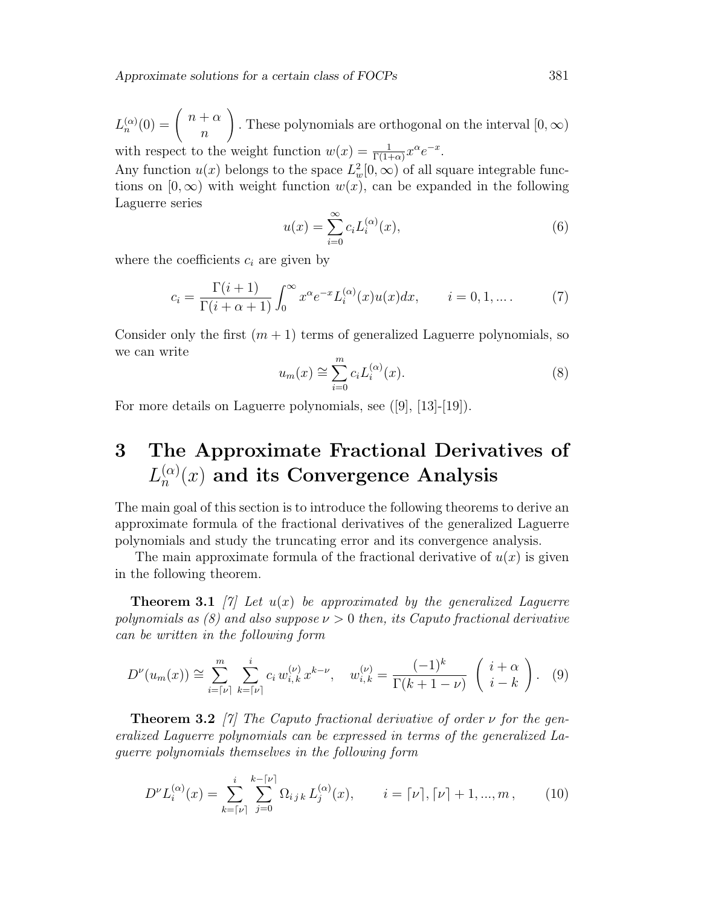$L_n^{(\alpha)}(0) = \left( \begin{array}{c} n+\alpha \\ n \end{array} \right)$. These polynomials are orthogonal on the interval $[0, \infty)$ with respect to the weight function $w(x) = \frac{1}{\Gamma(1+\alpha)} x^{\alpha} e^{-x}$.

Any function $u(x)$ belongs to the space $L_w^2[0, \infty)$ of all square integrable functions on $[0, \infty)$ with weight function $w(x)$, can be expanded in the following Laguerre series

$$u(x) = \sum_{i=0}^{\infty} c_i L_i^{(\alpha)}(x), \tag{6}$$

where the coefficients $c_i$ are given by

$$c_i = \frac{\Gamma(i+1)}{\Gamma(i+\alpha+1)} \int_0^{\infty} x^{\alpha} e^{-x} L_i^{(\alpha)}(x) u(x) dx, \qquad i = 0, 1, \ldots . \tag{7}$$

Consider only the first $(m+1)$ terms of generalized Laguerre polynomials, so we can write

$$u_m(x) \cong \sum_{i=0}^{m} c_i L_i^{(\alpha)}(x). \tag{8}$$

For more details on Laguerre polynomials, see ([9], [13]-[19]).

# 3 The Approximate Fractional Derivatives of $L_n^{(\alpha)}(x)$ and its Convergence Analysis

The main goal of this section is to introduce the following theorems to derive an approximate formula of the fractional derivatives of the generalized Laguerre polynomials and study the truncating error and its convergence analysis.

The main approximate formula of the fractional derivative of $u(x)$ is given in the following theorem.

**Theorem 3.1** *[7] Let $u(x)$ be approximated by the generalized Laguerre polynomials as (8) and also suppose $\nu > 0$ then, its Caputo fractional derivative can be written in the following form*

$$D^{\nu}(u_m(x)) \cong \sum_{i=\lceil \nu \rceil}^{m} \sum_{k=\lceil \nu \rceil}^{i} c_i \, w_{i,k}^{(\nu)} \, x^{k-\nu}, \quad w_{i,k}^{(\nu)} = \frac{(-1)^k}{\Gamma(k+1-\nu)} \left( \begin{array}{c} i+\alpha \\ i-k \end{array} \right). \tag{9}$$

**Theorem 3.2** *[7] The Caputo fractional derivative of order $\nu$ for the generalized Laguerre polynomials can be expressed in terms of the generalized Laguerre polynomials themselves in the following form*

$$D^{\nu} L_i^{(\alpha)}(x) = \sum_{k=\lceil \nu \rceil}^{i} \sum_{j=0}^{k-\lceil \nu \rceil} \Omega_{i\,j\,k} \, L_j^{(\alpha)}(x), \qquad i = \lceil \nu \rceil, \lceil \nu \rceil + 1, ..., m \, , \tag{10}$$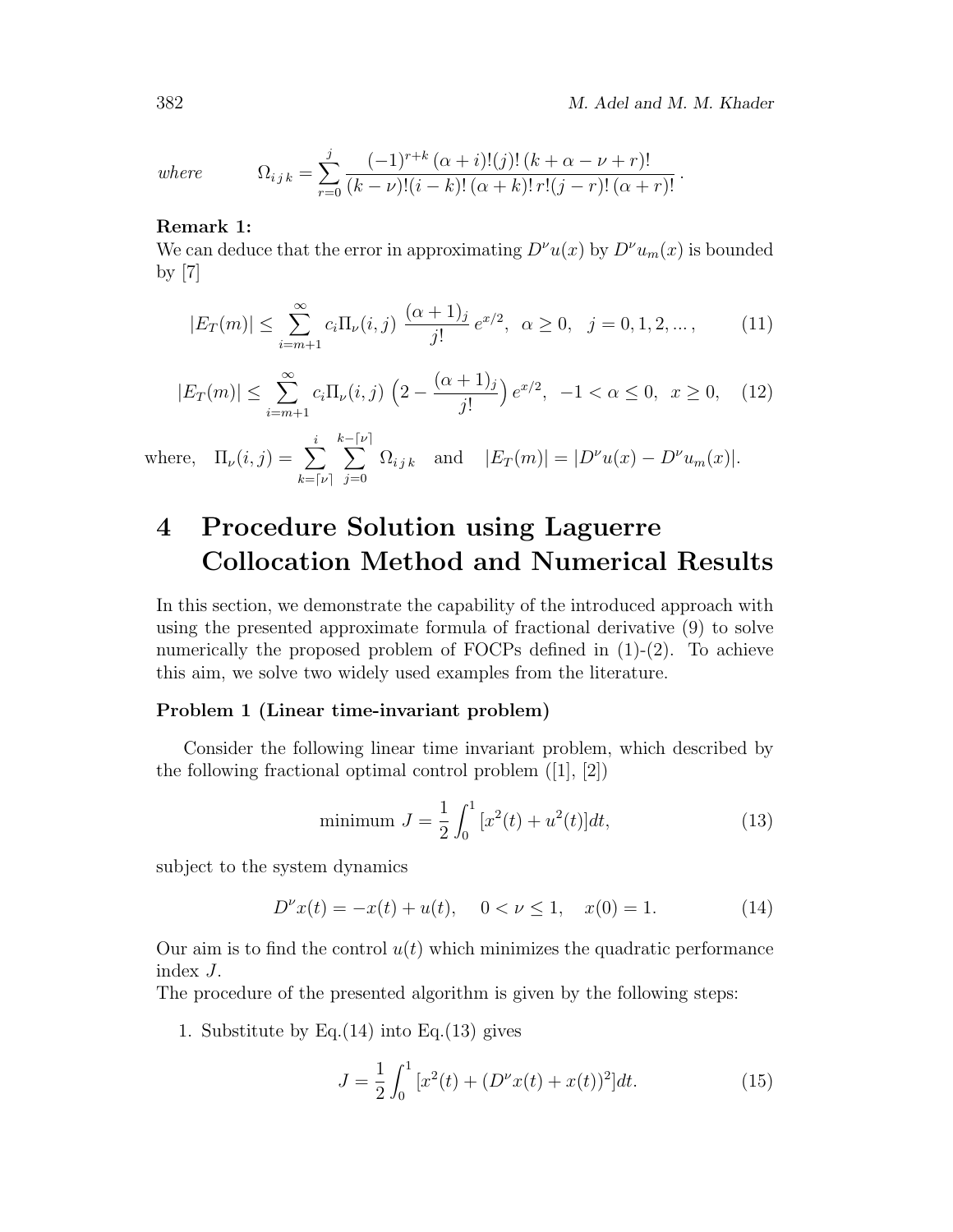$$\text{where} \qquad \Omega_{i\,j\,k} = \sum_{r=0}^{j} \frac{(-1)^{r+k}\,(\alpha+i)!(j)!\,(k+\alpha-\nu+r)!}{(k-\nu)!(i-k)!\,(\alpha+k)!\,r!(j-r)!\,(\alpha+r)!}\,.$$

**Remark 1:**
We can deduce that the error in approximating $D^{\nu}u(x)$ by $D^{\nu}u_m(x)$ is bounded by [7]

$$|E_T(m)| \leq \sum_{i=m+1}^{\infty} c_i \Pi_{\nu}(i,j)\ \frac{(\alpha+1)_j}{j!}\, e^{x/2}, \ \ \alpha \geq 0, \ \ j = 0,1,2,..., \tag{11}$$

$$|E_T(m)| \leq \sum_{i=m+1}^{\infty} c_i \Pi_{\nu}(i,j)\ \Big(2 - \frac{(\alpha+1)_j}{j!}\Big)\, e^{x/2}, \ \ -1 < \alpha \leq 0, \ \ x \geq 0, \tag{12}$$

where, $\Pi_{\nu}(i,j) = \sum_{k=\lceil \nu \rceil}^{i} \sum_{j=0}^{k-\lceil \nu \rceil} \Omega_{i\,j\,k}$ and $|E_T(m)| = |D^{\nu}u(x) - D^{\nu}u_m(x)|$.

# 4 Procedure Solution using Laguerre Collocation Method and Numerical Results

In this section, we demonstrate the capability of the introduced approach with using the presented approximate formula of fractional derivative (9) to solve numerically the proposed problem of FOCPs defined in (1)-(2). To achieve this aim, we solve two widely used examples from the literature.

**Problem 1 (Linear time-invariant problem)**

Consider the following linear time invariant problem, which described by the following fractional optimal control problem ([1], [2])

$$\text{minimum } J = \frac{1}{2}\int_0^1 [x^2(t) + u^2(t)]dt, \tag{13}$$

subject to the system dynamics

$$D^{\nu}x(t) = -x(t) + u(t), \quad 0 < \nu \leq 1, \quad x(0) = 1. \tag{14}$$

Our aim is to find the control $u(t)$ which minimizes the quadratic performance index $J$.
The procedure of the presented algorithm is given by the following steps:

1. Substitute by Eq.(14) into Eq.(13) gives

$$J = \frac{1}{2}\int_0^1 [x^2(t) + (D^{\nu}x(t) + x(t))^2]dt. \tag{15}$$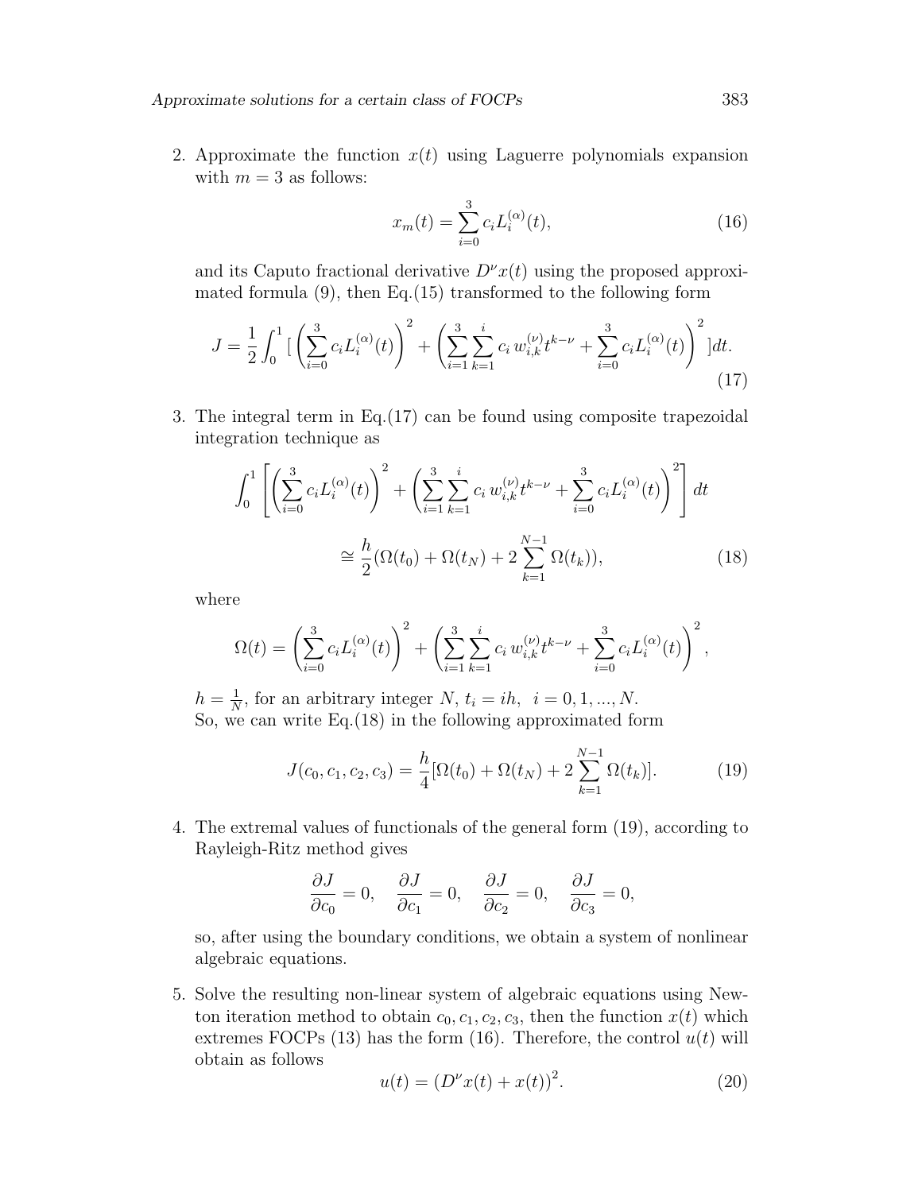2. Approximate the function $x(t)$ using Laguerre polynomials expansion with $m = 3$ as follows:

$$x_m(t) = \sum_{i=0}^{3} c_i L_i^{(\alpha)}(t), \tag{16}$$

and its Caputo fractional derivative $D^\nu x(t)$ using the proposed approximated formula (9), then Eq.(15) transformed to the following form

$$J = \frac{1}{2}\int_0^1 [\left(\sum_{i=0}^{3} c_i L_i^{(\alpha)}(t)\right)^2 + \left(\sum_{i=1}^{3}\sum_{k=1}^{i} c_i\, w_{i,k}^{(\nu)} t^{k-\nu} + \sum_{i=0}^{3} c_i L_i^{(\alpha)}(t)\right)^2 ]dt. \tag{17}$$

3. The integral term in Eq.(17) can be found using composite trapezoidal integration technique as

$$\int_0^1 \left[\left(\sum_{i=0}^{3} c_i L_i^{(\alpha)}(t)\right)^2 + \left(\sum_{i=1}^{3}\sum_{k=1}^{i} c_i\, w_{i,k}^{(\nu)} t^{k-\nu} + \sum_{i=0}^{3} c_i L_i^{(\alpha)}(t)\right)^2\right] dt$$

$$\cong \frac{h}{2}(\Omega(t_0) + \Omega(t_N) + 2\sum_{k=1}^{N-1}\Omega(t_k)), \tag{18}$$

where

$$\Omega(t) = \left(\sum_{i=0}^{3} c_i L_i^{(\alpha)}(t)\right)^2 + \left(\sum_{i=1}^{3}\sum_{k=1}^{i} c_i\, w_{i,k}^{(\nu)} t^{k-\nu} + \sum_{i=0}^{3} c_i L_i^{(\alpha)}(t)\right)^2,$$

$h = \frac{1}{N}$, for an arbitrary integer $N$, $t_i = ih, \ \ i = 0, 1, ..., N$.
So, we can write Eq.(18) in the following approximated form

$$J(c_0, c_1, c_2, c_3) = \frac{h}{4}[\Omega(t_0) + \Omega(t_N) + 2\sum_{k=1}^{N-1}\Omega(t_k)]. \tag{19}$$

4. The extremal values of functionals of the general form (19), according to Rayleigh-Ritz method gives

$$\frac{\partial J}{\partial c_0} = 0, \quad \frac{\partial J}{\partial c_1} = 0, \quad \frac{\partial J}{\partial c_2} = 0, \quad \frac{\partial J}{\partial c_3} = 0,$$

so, after using the boundary conditions, we obtain a system of nonlinear algebraic equations.

5. Solve the resulting non-linear system of algebraic equations using Newton iteration method to obtain $c_0, c_1, c_2, c_3$, then the function $x(t)$ which extremes FOCPs (13) has the form (16). Therefore, the control $u(t)$ will obtain as follows

$$u(t) = (D^\nu x(t) + x(t))^2. \tag{20}$$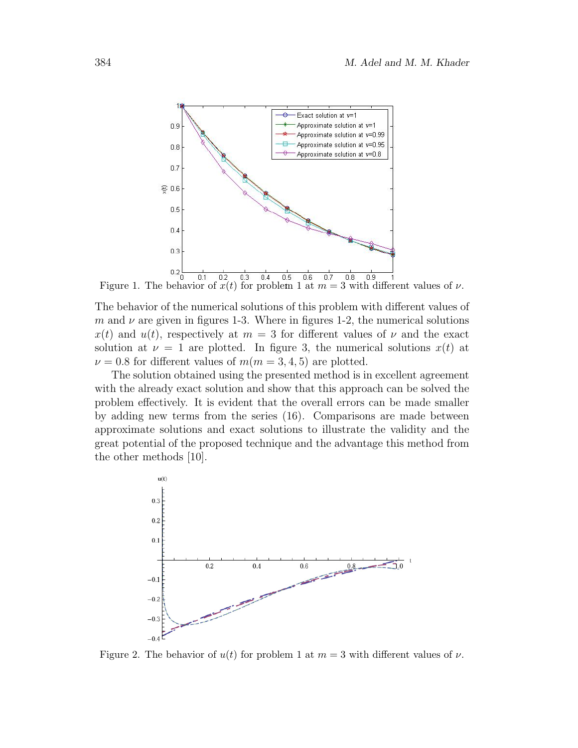Figure 1. The behavior of $x(t)$ for problem 1 at $m = 3$ with different values of $\nu$.

The behavior of the numerical solutions of this problem with different values of $m$ and $\nu$ are given in figures 1-3. Where in figures 1-2, the numerical solutions $x(t)$ and $u(t)$, respectively at $m = 3$ for different values of $\nu$ and the exact solution at $\nu = 1$ are plotted. In figure 3, the numerical solutions $x(t)$ at $\nu = 0.8$ for different values of $m(m = 3, 4, 5)$ are plotted.

The solution obtained using the presented method is in excellent agreement with the already exact solution and show that this approach can be solved the problem effectively. It is evident that the overall errors can be made smaller by adding new terms from the series (16). Comparisons are made between approximate solutions and exact solutions to illustrate the validity and the great potential of the proposed technique and the advantage this method from the other methods [10].

Figure 2. The behavior of $u(t)$ for problem 1 at $m = 3$ with different values of $\nu$.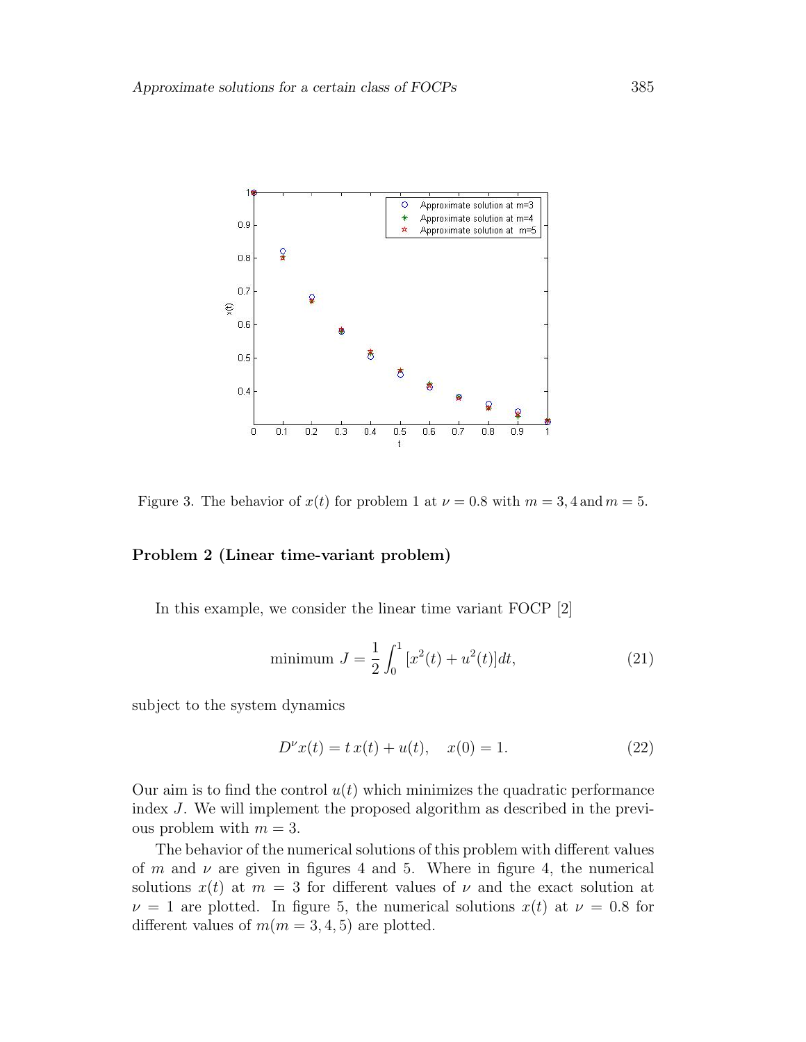Figure 3. The behavior of $x(t)$ for problem 1 at $\nu = 0.8$ with $m = 3, 4$ and $m = 5$.

**Problem 2 (Linear time-variant problem)**

In this example, we consider the linear time variant FOCP [2]

$$\text{minimum } J = \frac{1}{2}\int_0^1 [x^2(t) + u^2(t)]dt, \tag{21}$$

subject to the system dynamics

$$D^{\nu}x(t) = t\,x(t) + u(t), \quad x(0) = 1. \tag{22}$$

Our aim is to find the control $u(t)$ which minimizes the quadratic performance index $J$. We will implement the proposed algorithm as described in the previous problem with $m = 3$.

The behavior of the numerical solutions of this problem with different values of $m$ and $\nu$ are given in figures 4 and 5. Where in figure 4, the numerical solutions $x(t)$ at $m = 3$ for different values of $\nu$ and the exact solution at $\nu = 1$ are plotted. In figure 5, the numerical solutions $x(t)$ at $\nu = 0.8$ for different values of $m (m = 3, 4, 5)$ are plotted.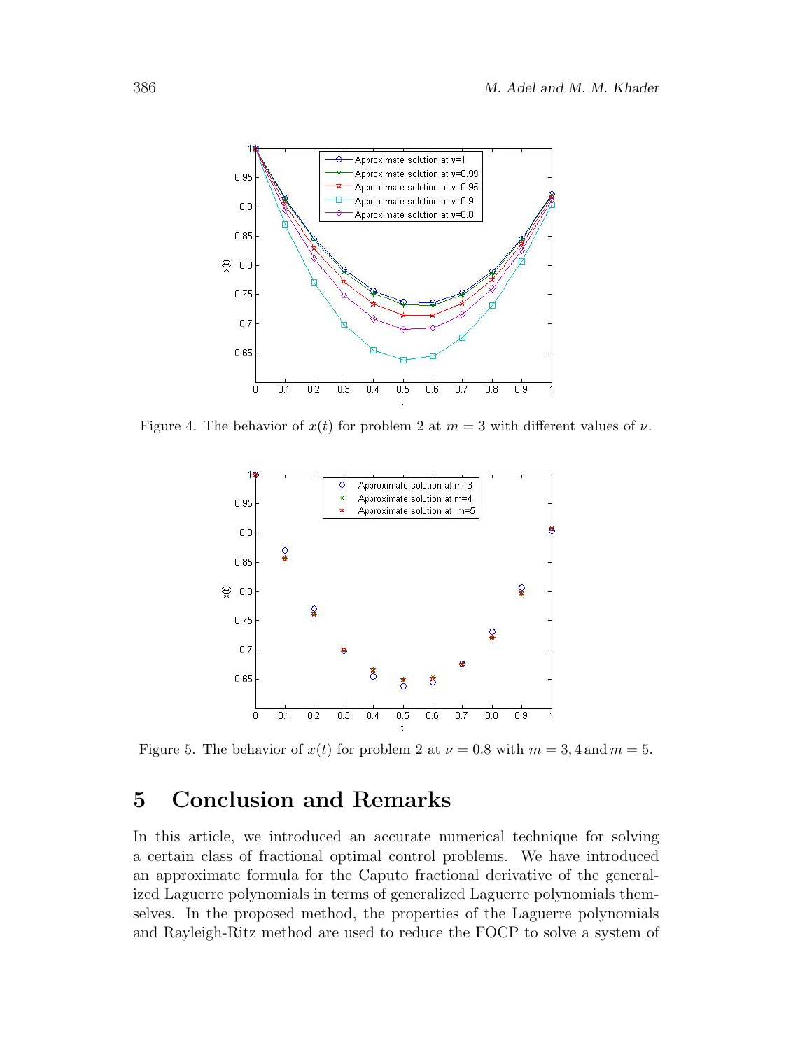Figure 4. The behavior of $x(t)$ for problem 2 at $m = 3$ with different values of $\nu$.

Figure 5. The behavior of $x(t)$ for problem 2 at $\nu = 0.8$ with $m = 3, 4$ and $m = 5$.

## 5 Conclusion and Remarks

In this article, we introduced an accurate numerical technique for solving a certain class of fractional optimal control problems. We have introduced an approximate formula for the Caputo fractional derivative of the generalized Laguerre polynomials in terms of generalized Laguerre polynomials themselves. In the proposed method, the properties of the Laguerre polynomials and Rayleigh-Ritz method are used to reduce the FOCP to solve a system of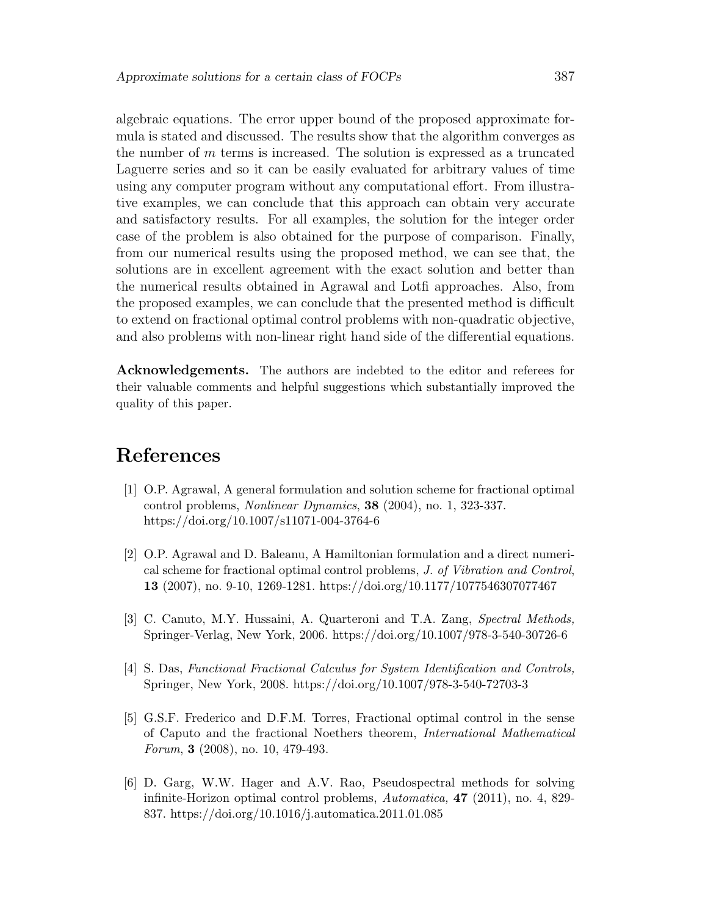algebraic equations. The error upper bound of the proposed approximate formula is stated and discussed. The results show that the algorithm converges as the number of $m$ terms is increased. The solution is expressed as a truncated Laguerre series and so it can be easily evaluated for arbitrary values of time using any computer program without any computational effort. From illustrative examples, we can conclude that this approach can obtain very accurate and satisfactory results. For all examples, the solution for the integer order case of the problem is also obtained for the purpose of comparison. Finally, from our numerical results using the proposed method, we can see that, the solutions are in excellent agreement with the exact solution and better than the numerical results obtained in Agrawal and Lotfi approaches. Also, from the proposed examples, we can conclude that the presented method is difficult to extend on fractional optimal control problems with non-quadratic objective, and also problems with non-linear right hand side of the differential equations.

**Acknowledgements.** The authors are indebted to the editor and referees for their valuable comments and helpful suggestions which substantially improved the quality of this paper.

# References

[1] O.P. Agrawal, A general formulation and solution scheme for fractional optimal control problems, *Nonlinear Dynamics*, **38** (2004), no. 1, 323-337. https://doi.org/10.1007/s11071-004-3764-6

[2] O.P. Agrawal and D. Baleanu, A Hamiltonian formulation and a direct numerical scheme for fractional optimal control problems, *J. of Vibration and Control*, **13** (2007), no. 9-10, 1269-1281. https://doi.org/10.1177/1077546307077467

[3] C. Canuto, M.Y. Hussaini, A. Quarteroni and T.A. Zang, *Spectral Methods,* Springer-Verlag, New York, 2006. https://doi.org/10.1007/978-3-540-30726-6

[4] S. Das, *Functional Fractional Calculus for System Identification and Controls,* Springer, New York, 2008. https://doi.org/10.1007/978-3-540-72703-3

[5] G.S.F. Frederico and D.F.M. Torres, Fractional optimal control in the sense of Caputo and the fractional Noethers theorem, *International Mathematical Forum*, **3** (2008), no. 10, 479-493.

[6] D. Garg, W.W. Hager and A.V. Rao, Pseudospectral methods for solving infinite-Horizon optimal control problems, *Automatica,* **47** (2011), no. 4, 829-837. https://doi.org/10.1016/j.automatica.2011.01.085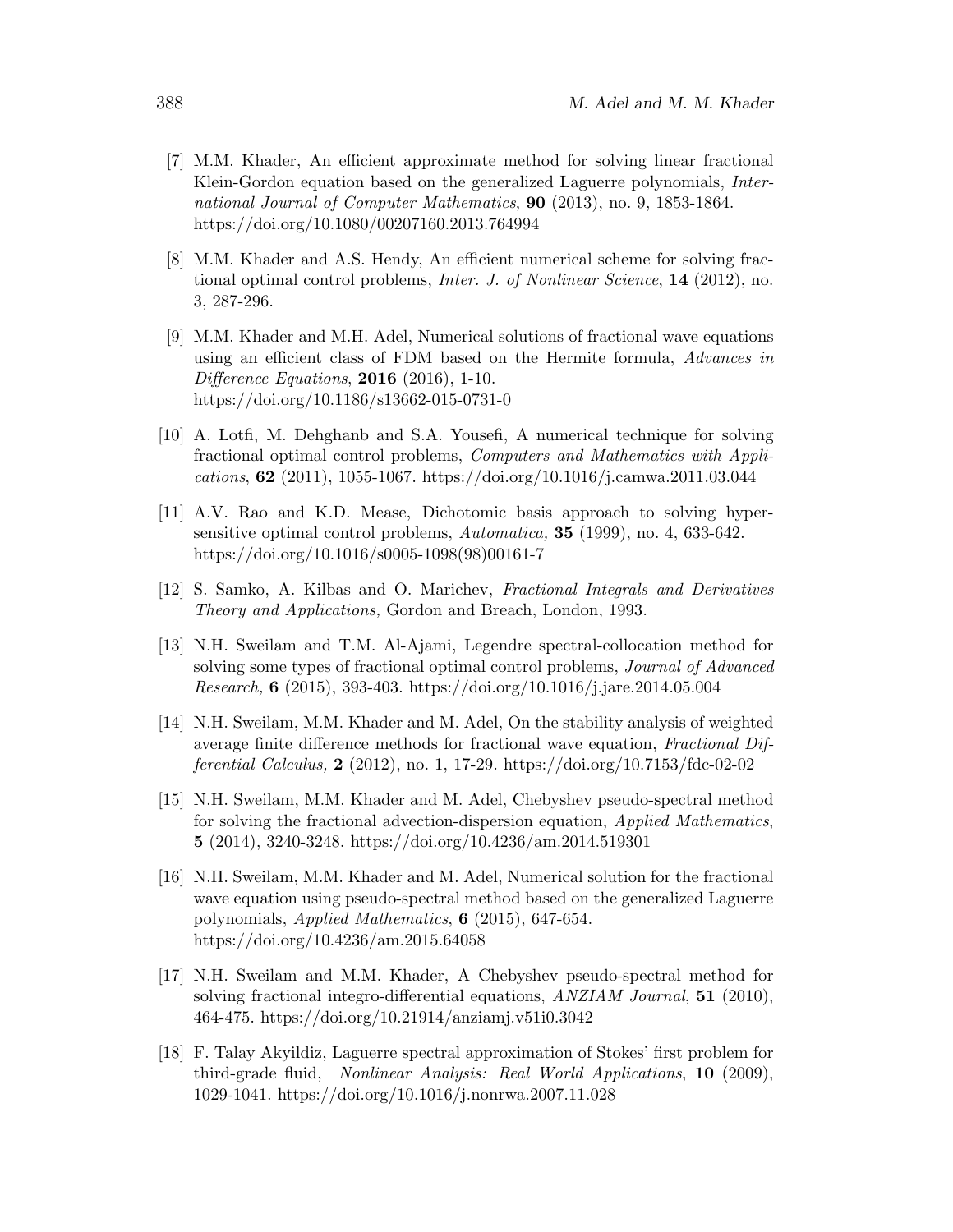[7] M.M. Khader, An efficient approximate method for solving linear fractional Klein-Gordon equation based on the generalized Laguerre polynomials, *International Journal of Computer Mathematics*, **90** (2013), no. 9, 1853-1864. https://doi.org/10.1080/00207160.2013.764994

[8] M.M. Khader and A.S. Hendy, An efficient numerical scheme for solving fractional optimal control problems, *Inter. J. of Nonlinear Science*, **14** (2012), no. 3, 287-296.

[9] M.M. Khader and M.H. Adel, Numerical solutions of fractional wave equations using an efficient class of FDM based on the Hermite formula, *Advances in Difference Equations*, **2016** (2016), 1-10. https://doi.org/10.1186/s13662-015-0731-0

[10] A. Lotfi, M. Dehghanb and S.A. Yousefi, A numerical technique for solving fractional optimal control problems, *Computers and Mathematics with Applications*, **62** (2011), 1055-1067. https://doi.org/10.1016/j.camwa.2011.03.044

[11] A.V. Rao and K.D. Mease, Dichotomic basis approach to solving hypersensitive optimal control problems, *Automatica,* **35** (1999), no. 4, 633-642. https://doi.org/10.1016/s0005-1098(98)00161-7

[12] S. Samko, A. Kilbas and O. Marichev, *Fractional Integrals and Derivatives Theory and Applications,* Gordon and Breach, London, 1993.

[13] N.H. Sweilam and T.M. Al-Ajami, Legendre spectral-collocation method for solving some types of fractional optimal control problems, *Journal of Advanced Research,* **6** (2015), 393-403. https://doi.org/10.1016/j.jare.2014.05.004

[14] N.H. Sweilam, M.M. Khader and M. Adel, On the stability analysis of weighted average finite difference methods for fractional wave equation, *Fractional Differential Calculus,* **2** (2012), no. 1, 17-29. https://doi.org/10.7153/fdc-02-02

[15] N.H. Sweilam, M.M. Khader and M. Adel, Chebyshev pseudo-spectral method for solving the fractional advection-dispersion equation, *Applied Mathematics*, **5** (2014), 3240-3248. https://doi.org/10.4236/am.2014.519301

[16] N.H. Sweilam, M.M. Khader and M. Adel, Numerical solution for the fractional wave equation using pseudo-spectral method based on the generalized Laguerre polynomials, *Applied Mathematics*, **6** (2015), 647-654. https://doi.org/10.4236/am.2015.64058

[17] N.H. Sweilam and M.M. Khader, A Chebyshev pseudo-spectral method for solving fractional integro-differential equations, *ANZIAM Journal*, **51** (2010), 464-475. https://doi.org/10.21914/anziamj.v51i0.3042

[18] F. Talay Akyildiz, Laguerre spectral approximation of Stokes' first problem for third-grade fluid, *Nonlinear Analysis: Real World Applications*, **10** (2009), 1029-1041. https://doi.org/10.1016/j.nonrwa.2007.11.028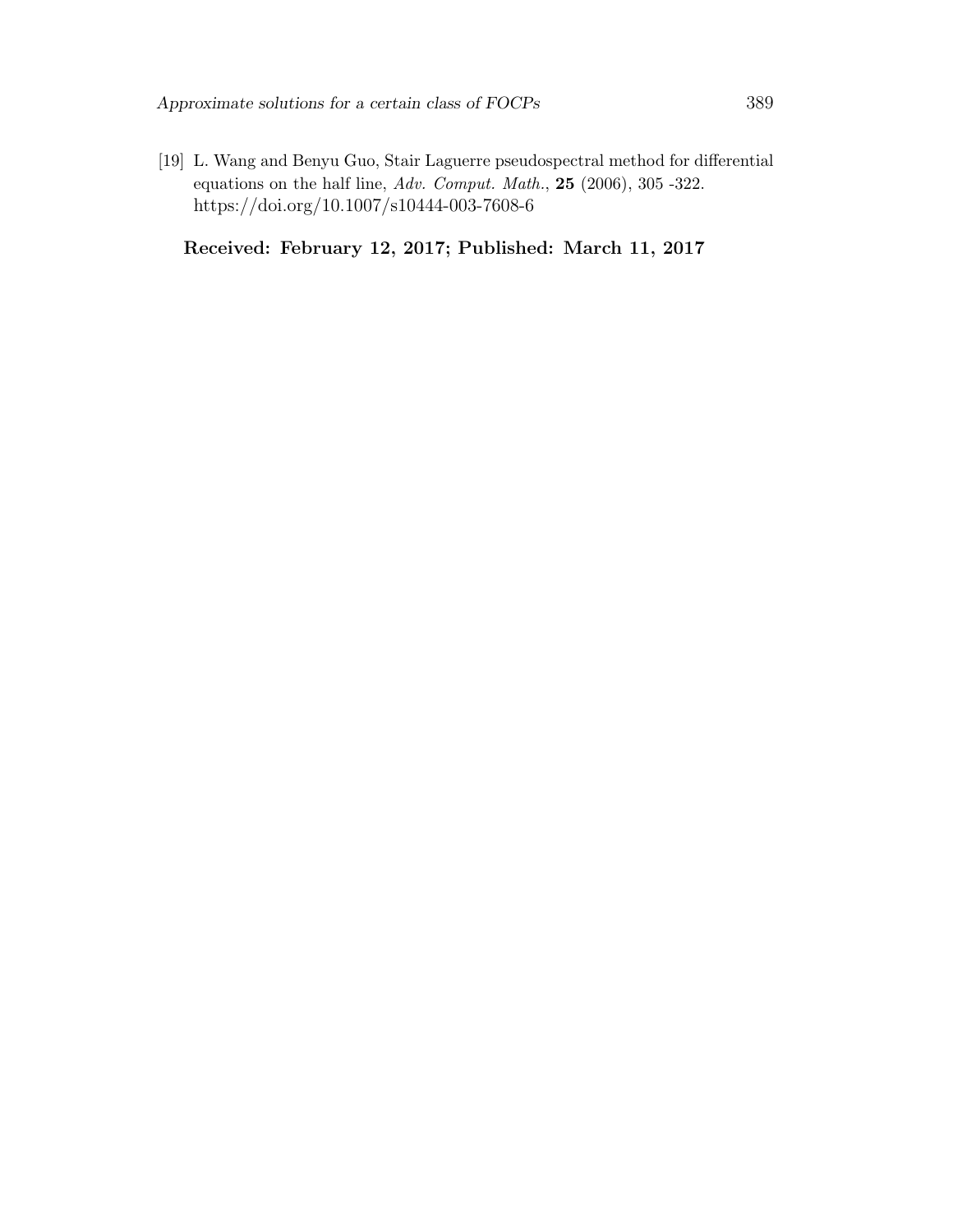[19] L. Wang and Benyu Guo, Stair Laguerre pseudospectral method for differential equations on the half line, *Adv. Comput. Math.*, **25** (2006), 305 -322. https://doi.org/10.1007/s10444-003-7608-6

**Received: February 12, 2017; Published: March 11, 2017**